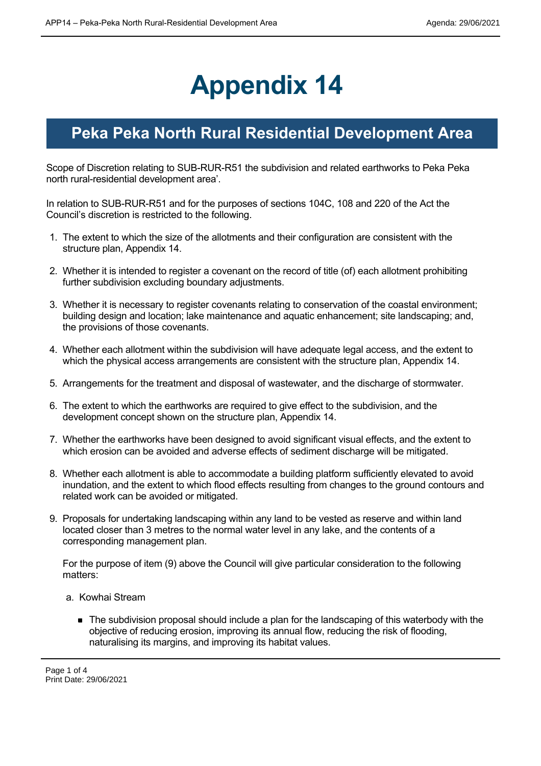# Appendix 14

## Peka Peka North Rural Residential Development Area

Scope of Discretion relating to SUB-RUR-R51 the subdivision and related earthworks to Peka Peka north rural-residential development area'.

In relation to SUB-RUR-R51 and for the purposes of sections 104C, 108 and 220 of the Act the Council's discretion is restricted to the following.

1. The extent to which the size of the allotments and their configuration are consistent with the structure plan, Appendix 14.
2. Whether it is intended to register a covenant on the record of title (of) each allotment prohibiting further subdivision excluding boundary adjustments.
3. Whether it is necessary to register covenants relating to conservation of the coastal environment; building design and location; lake maintenance and aquatic enhancement; site landscaping; and, the provisions of those covenants.
4. Whether each allotment within the subdivision will have adequate legal access, and the extent to which the physical access arrangements are consistent with the structure plan, Appendix 14.
5. Arrangements for the treatment and disposal of wastewater, and the discharge of stormwater.
6. The extent to which the earthworks are required to give effect to the subdivision, and the development concept shown on the structure plan, Appendix 14.
7. Whether the earthworks have been designed to avoid significant visual effects, and the extent to which erosion can be avoided and adverse effects of sediment discharge will be mitigated.
8. Whether each allotment is able to accommodate a building platform sufficiently elevated to avoid inundation, and the extent to which flood effects resulting from changes to the ground contours and related work can be avoided or mitigated.
9. Proposals for undertaking landscaping within any land to be vested as reserve and within land located closer than 3 metres to the normal water level in any lake, and the contents of a corresponding management plan.

   For the purpose of item (9) above the Council will give particular consideration to the following matters:

   a. Kowhai Stream

      - The subdivision proposal should include a plan for the landscaping of this waterbody with the objective of reducing erosion, improving its annual flow, reducing the risk of flooding, naturalising its margins, and improving its habitat values.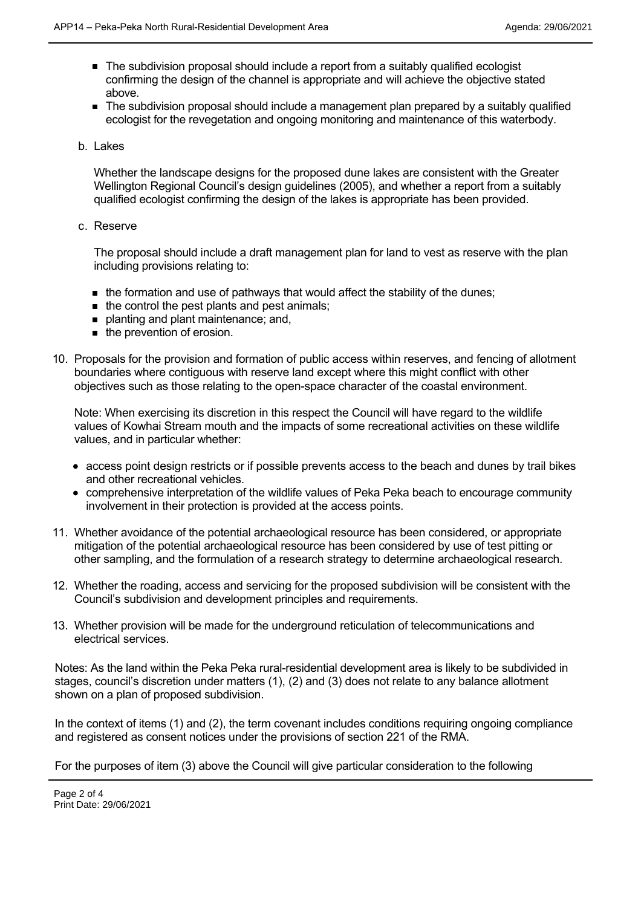- The subdivision proposal should include a report from a suitably qualified ecologist confirming the design of the channel is appropriate and will achieve the objective stated above.
- The subdivision proposal should include a management plan prepared by a suitably qualified ecologist for the revegetation and ongoing monitoring and maintenance of this waterbody.

b. Lakes

Whether the landscape designs for the proposed dune lakes are consistent with the Greater Wellington Regional Council's design guidelines (2005), and whether a report from a suitably qualified ecologist confirming the design of the lakes is appropriate has been provided.

c. Reserve

The proposal should include a draft management plan for land to vest as reserve with the plan including provisions relating to:

- the formation and use of pathways that would affect the stability of the dunes;
- the control the pest plants and pest animals;
- planting and plant maintenance; and,
- the prevention of erosion.

10. Proposals for the provision and formation of public access within reserves, and fencing of allotment boundaries where contiguous with reserve land except where this might conflict with other objectives such as those relating to the open-space character of the coastal environment.

    Note: When exercising its discretion in this respect the Council will have regard to the wildlife values of Kowhai Stream mouth and the impacts of some recreational activities on these wildlife values, and in particular whether:

    - access point design restricts or if possible prevents access to the beach and dunes by trail bikes and other recreational vehicles.
    - comprehensive interpretation of the wildlife values of Peka Peka beach to encourage community involvement in their protection is provided at the access points.

11. Whether avoidance of the potential archaeological resource has been considered, or appropriate mitigation of the potential archaeological resource has been considered by use of test pitting or other sampling, and the formulation of a research strategy to determine archaeological research.

12. Whether the roading, access and servicing for the proposed subdivision will be consistent with the Council's subdivision and development principles and requirements.

13. Whether provision will be made for the underground reticulation of telecommunications and electrical services.

Notes: As the land within the Peka Peka rural-residential development area is likely to be subdivided in stages, council's discretion under matters (1), (2) and (3) does not relate to any balance allotment shown on a plan of proposed subdivision.

In the context of items (1) and (2), the term covenant includes conditions requiring ongoing compliance and registered as consent notices under the provisions of section 221 of the RMA.

For the purposes of item (3) above the Council will give particular consideration to the following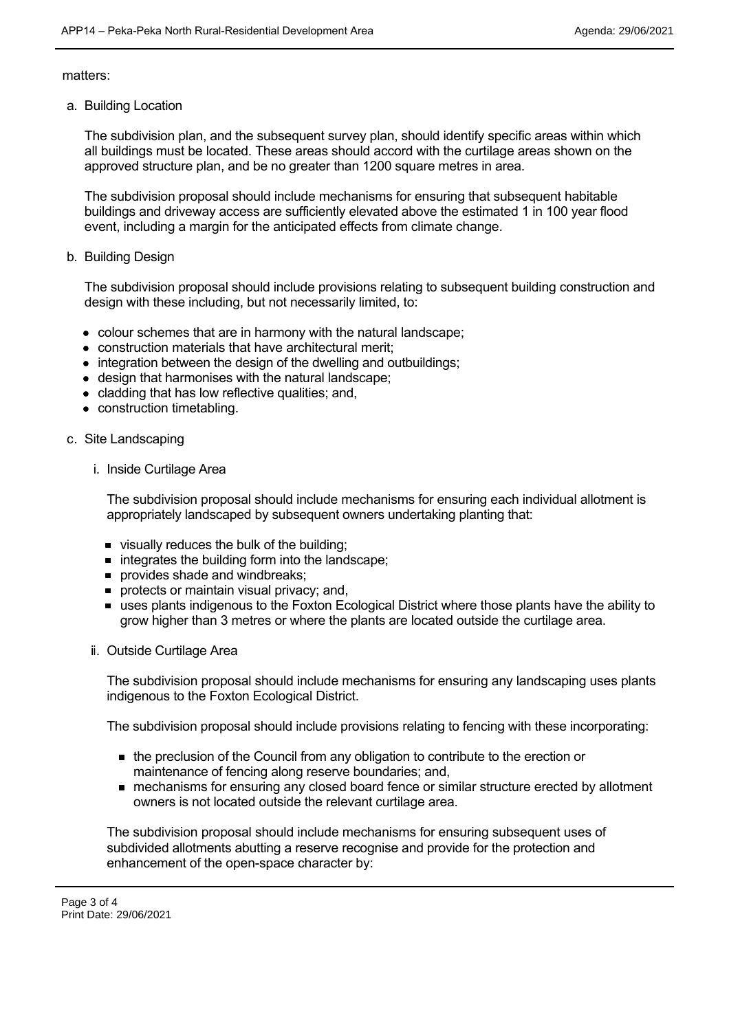matters:

a. Building Location

   The subdivision plan, and the subsequent survey plan, should identify specific areas within which all buildings must be located. These areas should accord with the curtilage areas shown on the approved structure plan, and be no greater than 1200 square metres in area.

   The subdivision proposal should include mechanisms for ensuring that subsequent habitable buildings and driveway access are sufficiently elevated above the estimated 1 in 100 year flood event, including a margin for the anticipated effects from climate change.

b. Building Design

   The subdivision proposal should include provisions relating to subsequent building construction and design with these including, but not necessarily limited, to:

   - colour schemes that are in harmony with the natural landscape;
   - construction materials that have architectural merit;
   - integration between the design of the dwelling and outbuildings;
   - design that harmonises with the natural landscape;
   - cladding that has low reflective qualities; and,
   - construction timetabling.

c. Site Landscaping

   i. Inside Curtilage Area

      The subdivision proposal should include mechanisms for ensuring each individual allotment is appropriately landscaped by subsequent owners undertaking planting that:

      - visually reduces the bulk of the building;
      - integrates the building form into the landscape;
      - provides shade and windbreaks;
      - protects or maintain visual privacy; and,
      - uses plants indigenous to the Foxton Ecological District where those plants have the ability to grow higher than 3 metres or where the plants are located outside the curtilage area.

   ii. Outside Curtilage Area

      The subdivision proposal should include mechanisms for ensuring any landscaping uses plants indigenous to the Foxton Ecological District.

      The subdivision proposal should include provisions relating to fencing with these incorporating:

      - the preclusion of the Council from any obligation to contribute to the erection or maintenance of fencing along reserve boundaries; and,
      - mechanisms for ensuring any closed board fence or similar structure erected by allotment owners is not located outside the relevant curtilage area.

      The subdivision proposal should include mechanisms for ensuring subsequent uses of subdivided allotments abutting a reserve recognise and provide for the protection and enhancement of the open-space character by: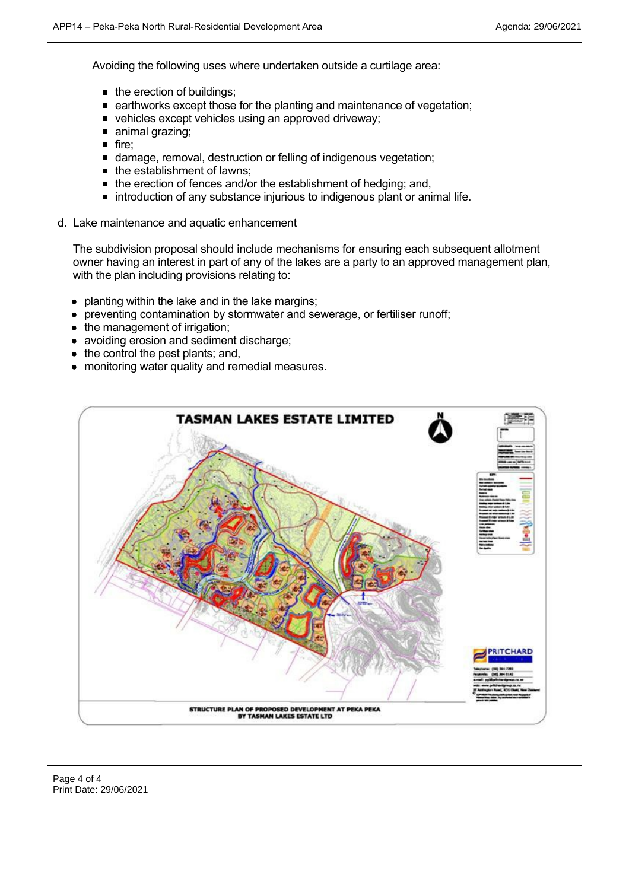Avoiding the following uses where undertaken outside a curtilage area:

- the erection of buildings;
- earthworks except those for the planting and maintenance of vegetation;
- vehicles except vehicles using an approved driveway;
- animal grazing;
- fire;
- damage, removal, destruction or felling of indigenous vegetation;
- the establishment of lawns;
- the erection of fences and/or the establishment of hedging; and,
- introduction of any substance injurious to indigenous plant or animal life.

d. Lake maintenance and aquatic enhancement

The subdivision proposal should include mechanisms for ensuring each subsequent allotment owner having an interest in part of any of the lakes are a party to an approved management plan, with the plan including provisions relating to:

- planting within the lake and in the lake margins;
- preventing contamination by stormwater and sewerage, or fertiliser runoff;
- the management of irrigation;
- avoiding erosion and sediment discharge;
- the control the pest plants; and,
- monitoring water quality and remedial measures.

TASMAN LAKES ESTATE LIMITED

PRITCHARD

STRUCTURE PLAN OF PROPOSED DEVELOPMENT AT PEKA PEKA BY TASMAN LAKES ESTATE LTD